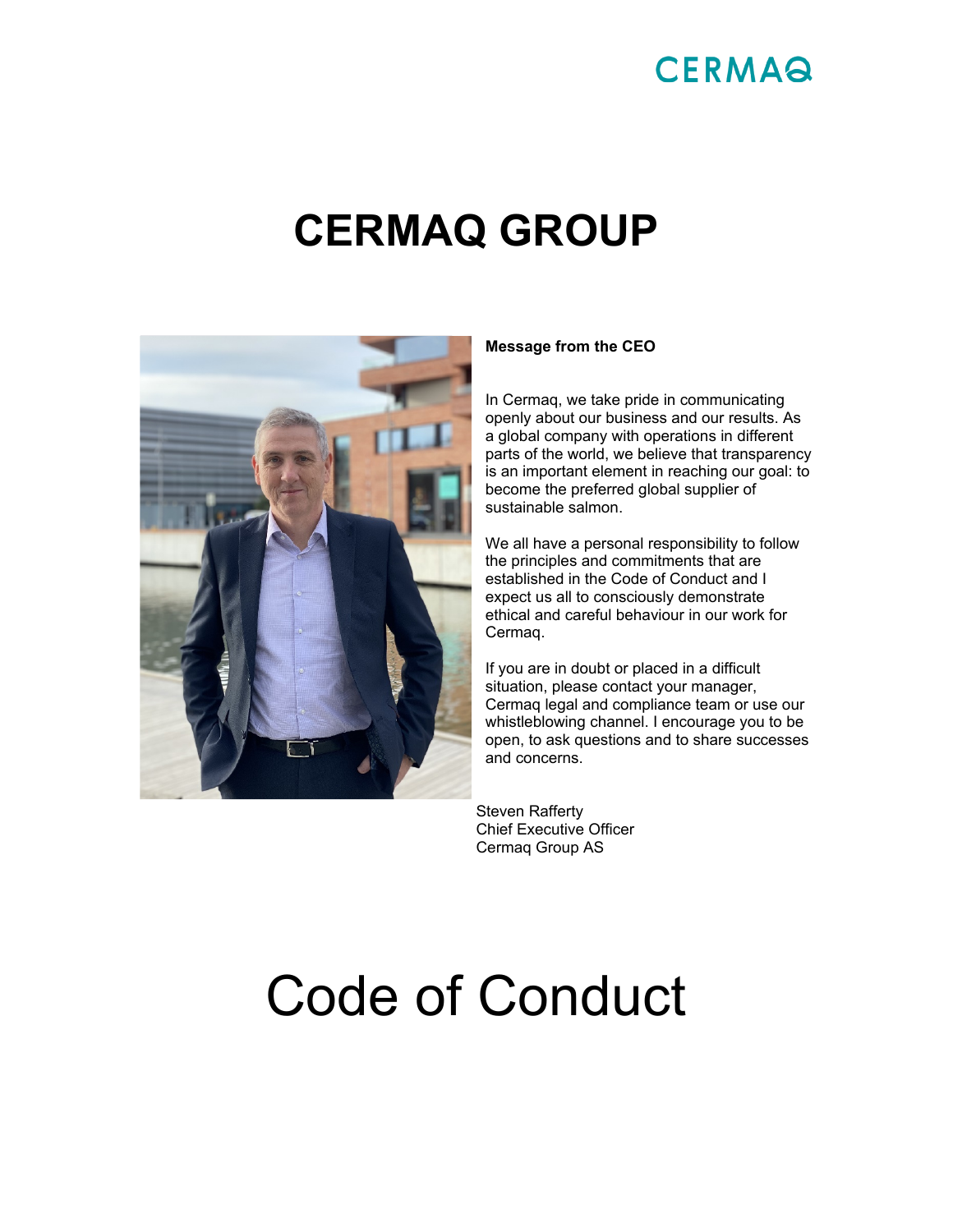CERMAQ

# CERMAQ GROUP

**Message from the CEO**

In Cermaq, we take pride in communicating openly about our business and our results. As a global company with operations in different parts of the world, we believe that transparency is an important element in reaching our goal: to become the preferred global supplier of sustainable salmon.

We all have a personal responsibility to follow the principles and commitments that are established in the Code of Conduct and I expect us all to consciously demonstrate ethical and careful behaviour in our work for Cermaq.

If you are in doubt or placed in a difficult situation, please contact your manager, Cermaq legal and compliance team or use our whistleblowing channel. I encourage you to be open, to ask questions and to share successes and concerns.

Steven Rafferty
Chief Executive Officer
Cermaq Group AS

# Code of Conduct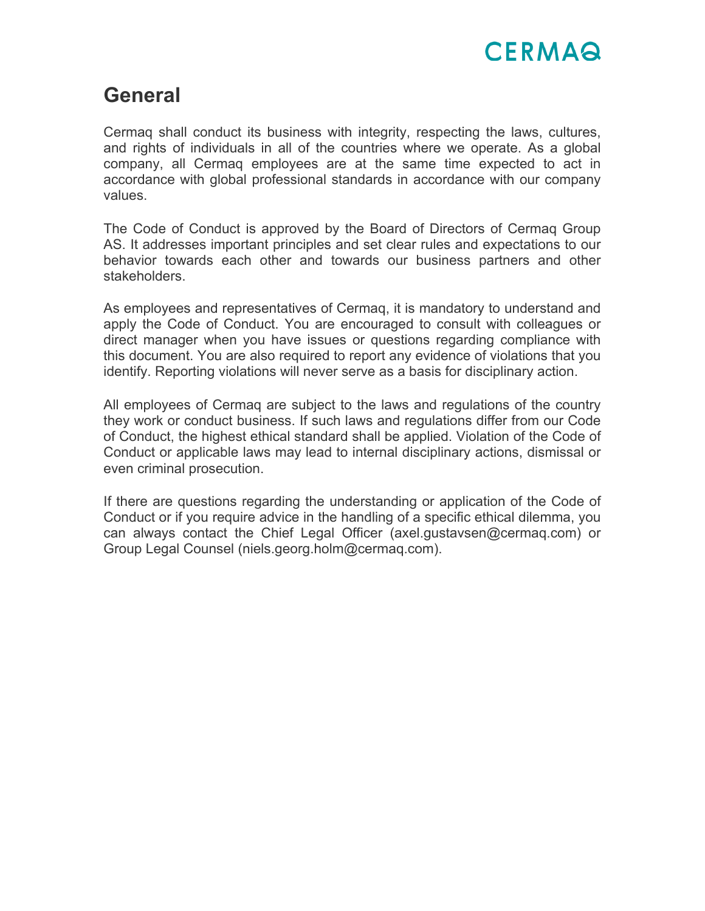## General

Cermaq shall conduct its business with integrity, respecting the laws, cultures, and rights of individuals in all of the countries where we operate. As a global company, all Cermaq employees are at the same time expected to act in accordance with global professional standards in accordance with our company values.

The Code of Conduct is approved by the Board of Directors of Cermaq Group AS. It addresses important principles and set clear rules and expectations to our behavior towards each other and towards our business partners and other stakeholders.

As employees and representatives of Cermaq, it is mandatory to understand and apply the Code of Conduct. You are encouraged to consult with colleagues or direct manager when you have issues or questions regarding compliance with this document. You are also required to report any evidence of violations that you identify. Reporting violations will never serve as a basis for disciplinary action.

All employees of Cermaq are subject to the laws and regulations of the country they work or conduct business. If such laws and regulations differ from our Code of Conduct, the highest ethical standard shall be applied. Violation of the Code of Conduct or applicable laws may lead to internal disciplinary actions, dismissal or even criminal prosecution.

If there are questions regarding the understanding or application of the Code of Conduct or if you require advice in the handling of a specific ethical dilemma, you can always contact the Chief Legal Officer (axel.gustavsen@cermaq.com) or Group Legal Counsel (niels.georg.holm@cermaq.com).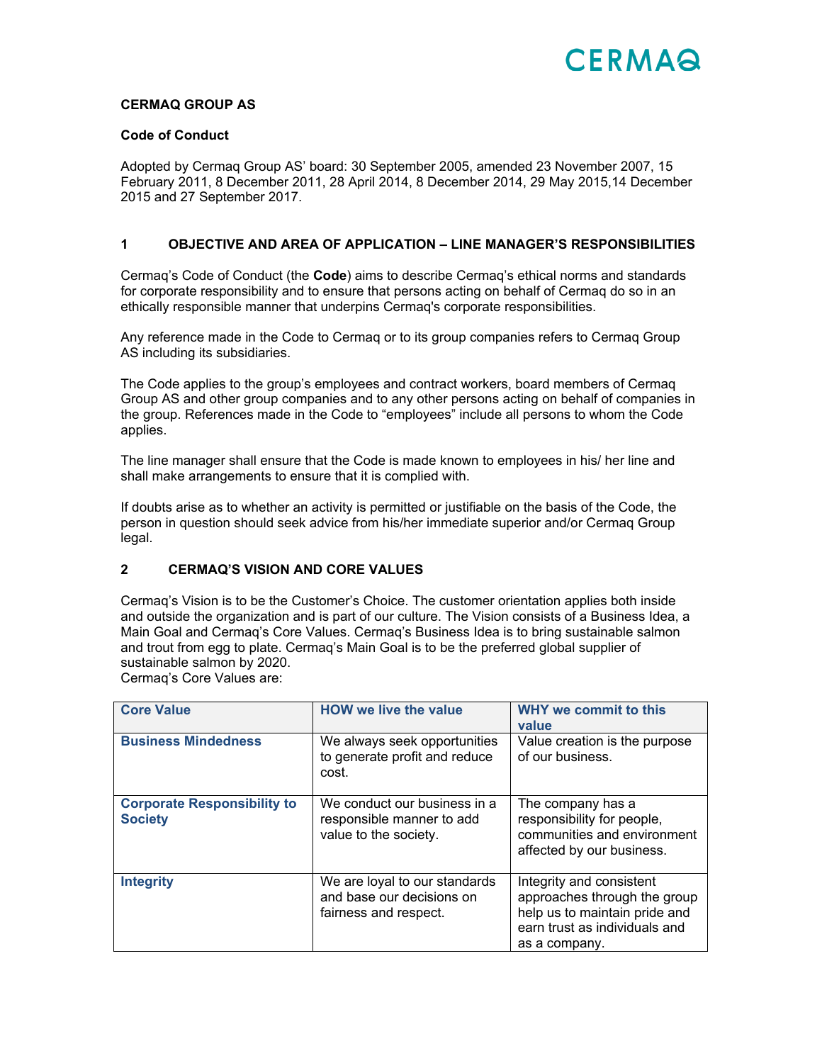**CERMAQ GROUP AS**

**Code of Conduct**

Adopted by Cermaq Group AS' board: 30 September 2005, amended 23 November 2007, 15 February 2011, 8 December 2011, 28 April 2014, 8 December 2014, 29 May 2015,14 December 2015 and 27 September 2017.

## 1 OBJECTIVE AND AREA OF APPLICATION – LINE MANAGER'S RESPONSIBILITIES

Cermaq's Code of Conduct (the **Code**) aims to describe Cermaq's ethical norms and standards for corporate responsibility and to ensure that persons acting on behalf of Cermaq do so in an ethically responsible manner that underpins Cermaq's corporate responsibilities.

Any reference made in the Code to Cermaq or to its group companies refers to Cermaq Group AS including its subsidiaries.

The Code applies to the group's employees and contract workers, board members of Cermaq Group AS and other group companies and to any other persons acting on behalf of companies in the group. References made in the Code to "employees" include all persons to whom the Code applies.

The line manager shall ensure that the Code is made known to employees in his/ her line and shall make arrangements to ensure that it is complied with.

If doubts arise as to whether an activity is permitted or justifiable on the basis of the Code, the person in question should seek advice from his/her immediate superior and/or Cermaq Group legal.

## 2 CERMAQ'S VISION AND CORE VALUES

Cermaq's Vision is to be the Customer's Choice. The customer orientation applies both inside and outside the organization and is part of our culture. The Vision consists of a Business Idea, a Main Goal and Cermaq's Core Values. Cermaq's Business Idea is to bring sustainable salmon and trout from egg to plate. Cermaq's Main Goal is to be the preferred global supplier of sustainable salmon by 2020.
Cermaq's Core Values are:

| Core Value | HOW we live the value | WHY we commit to this value |
|---|---|---|
| **Business Mindedness** | We always seek opportunities to generate profit and reduce cost. | Value creation is the purpose of our business. |
| **Corporate Responsibility to Society** | We conduct our business in a responsible manner to add value to the society. | The company has a responsibility for people, communities and environment affected by our business. |
| **Integrity** | We are loyal to our standards and base our decisions on fairness and respect. | Integrity and consistent approaches through the group help us to maintain pride and earn trust as individuals and as a company. |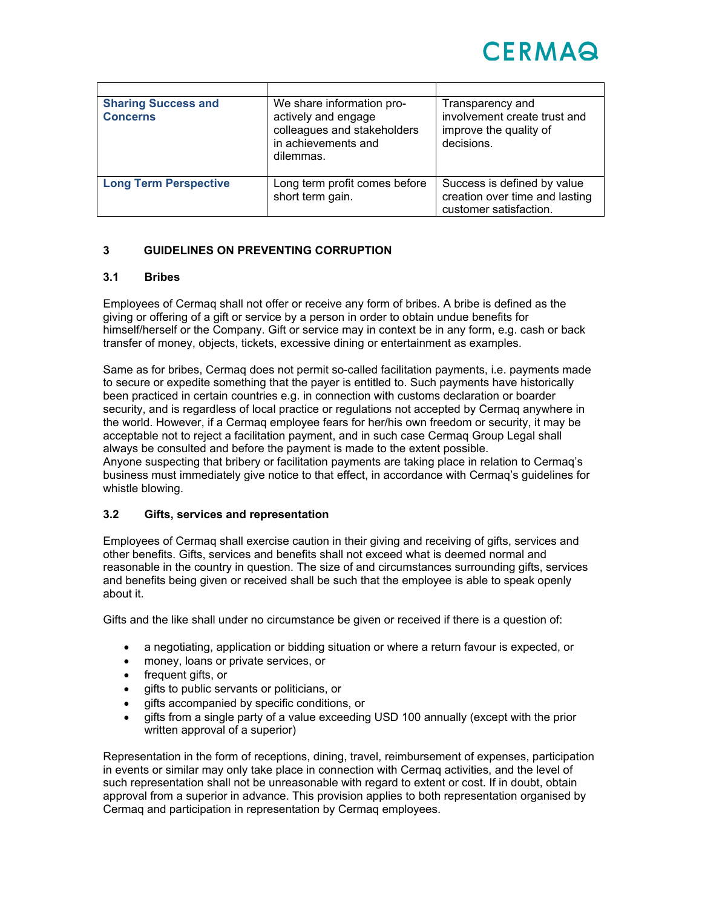| | | |
|---|---|---|
| **Sharing Success and Concerns** | We share information pro-actively and engage colleagues and stakeholders in achievements and dilemmas. | Transparency and involvement create trust and improve the quality of decisions. |
| **Long Term Perspective** | Long term profit comes before short term gain. | Success is defined by value creation over time and lasting customer satisfaction. |

## 3 GUIDELINES ON PREVENTING CORRUPTION

### 3.1 Bribes

Employees of Cermaq shall not offer or receive any form of bribes. A bribe is defined as the giving or offering of a gift or service by a person in order to obtain undue benefits for himself/herself or the Company. Gift or service may in context be in any form, e.g. cash or back transfer of money, objects, tickets, excessive dining or entertainment as examples.

Same as for bribes, Cermaq does not permit so-called facilitation payments, i.e. payments made to secure or expedite something that the payer is entitled to. Such payments have historically been practiced in certain countries e.g. in connection with customs declaration or boarder security, and is regardless of local practice or regulations not accepted by Cermaq anywhere in the world. However, if a Cermaq employee fears for her/his own freedom or security, it may be acceptable not to reject a facilitation payment, and in such case Cermaq Group Legal shall always be consulted and before the payment is made to the extent possible.
Anyone suspecting that bribery or facilitation payments are taking place in relation to Cermaq's business must immediately give notice to that effect, in accordance with Cermaq's guidelines for whistle blowing.

### 3.2 Gifts, services and representation

Employees of Cermaq shall exercise caution in their giving and receiving of gifts, services and other benefits. Gifts, services and benefits shall not exceed what is deemed normal and reasonable in the country in question. The size of and circumstances surrounding gifts, services and benefits being given or received shall be such that the employee is able to speak openly about it.

Gifts and the like shall under no circumstance be given or received if there is a question of:

- a negotiating, application or bidding situation or where a return favour is expected, or
- money, loans or private services, or
- frequent gifts, or
- gifts to public servants or politicians, or
- gifts accompanied by specific conditions, or
- gifts from a single party of a value exceeding USD 100 annually (except with the prior written approval of a superior)

Representation in the form of receptions, dining, travel, reimbursement of expenses, participation in events or similar may only take place in connection with Cermaq activities, and the level of such representation shall not be unreasonable with regard to extent or cost. If in doubt, obtain approval from a superior in advance. This provision applies to both representation organised by Cermaq and participation in representation by Cermaq employees.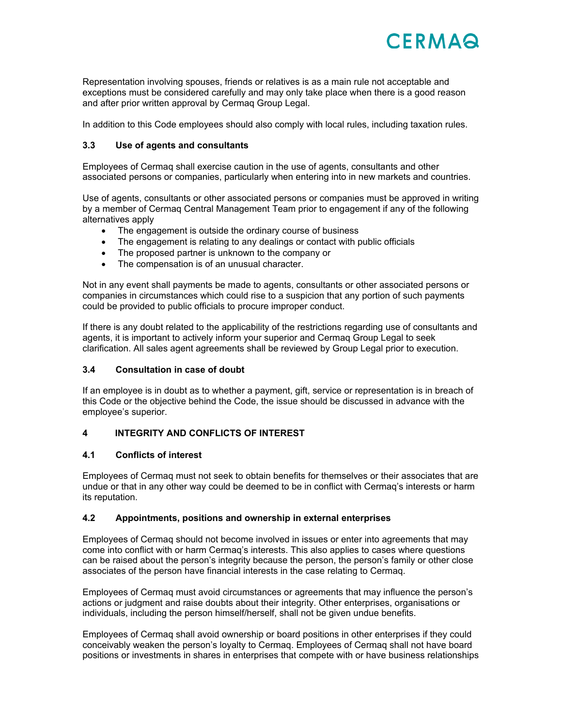Representation involving spouses, friends or relatives is as a main rule not acceptable and exceptions must be considered carefully and may only take place when there is a good reason and after prior written approval by Cermaq Group Legal.

In addition to this Code employees should also comply with local rules, including taxation rules.

### 3.3 Use of agents and consultants

Employees of Cermaq shall exercise caution in the use of agents, consultants and other associated persons or companies, particularly when entering into in new markets and countries.

Use of agents, consultants or other associated persons or companies must be approved in writing by a member of Cermaq Central Management Team prior to engagement if any of the following alternatives apply

- The engagement is outside the ordinary course of business
- The engagement is relating to any dealings or contact with public officials
- The proposed partner is unknown to the company or
- The compensation is of an unusual character.

Not in any event shall payments be made to agents, consultants or other associated persons or companies in circumstances which could rise to a suspicion that any portion of such payments could be provided to public officials to procure improper conduct.

If there is any doubt related to the applicability of the restrictions regarding use of consultants and agents, it is important to actively inform your superior and Cermaq Group Legal to seek clarification. All sales agent agreements shall be reviewed by Group Legal prior to execution.

### 3.4 Consultation in case of doubt

If an employee is in doubt as to whether a payment, gift, service or representation is in breach of this Code or the objective behind the Code, the issue should be discussed in advance with the employee's superior.

## 4 INTEGRITY AND CONFLICTS OF INTEREST

### 4.1 Conflicts of interest

Employees of Cermaq must not seek to obtain benefits for themselves or their associates that are undue or that in any other way could be deemed to be in conflict with Cermaq's interests or harm its reputation.

### 4.2 Appointments, positions and ownership in external enterprises

Employees of Cermaq should not become involved in issues or enter into agreements that may come into conflict with or harm Cermaq's interests. This also applies to cases where questions can be raised about the person's integrity because the person, the person's family or other close associates of the person have financial interests in the case relating to Cermaq.

Employees of Cermaq must avoid circumstances or agreements that may influence the person's actions or judgment and raise doubts about their integrity. Other enterprises, organisations or individuals, including the person himself/herself, shall not be given undue benefits.

Employees of Cermaq shall avoid ownership or board positions in other enterprises if they could conceivably weaken the person's loyalty to Cermaq. Employees of Cermaq shall not have board positions or investments in shares in enterprises that compete with or have business relationships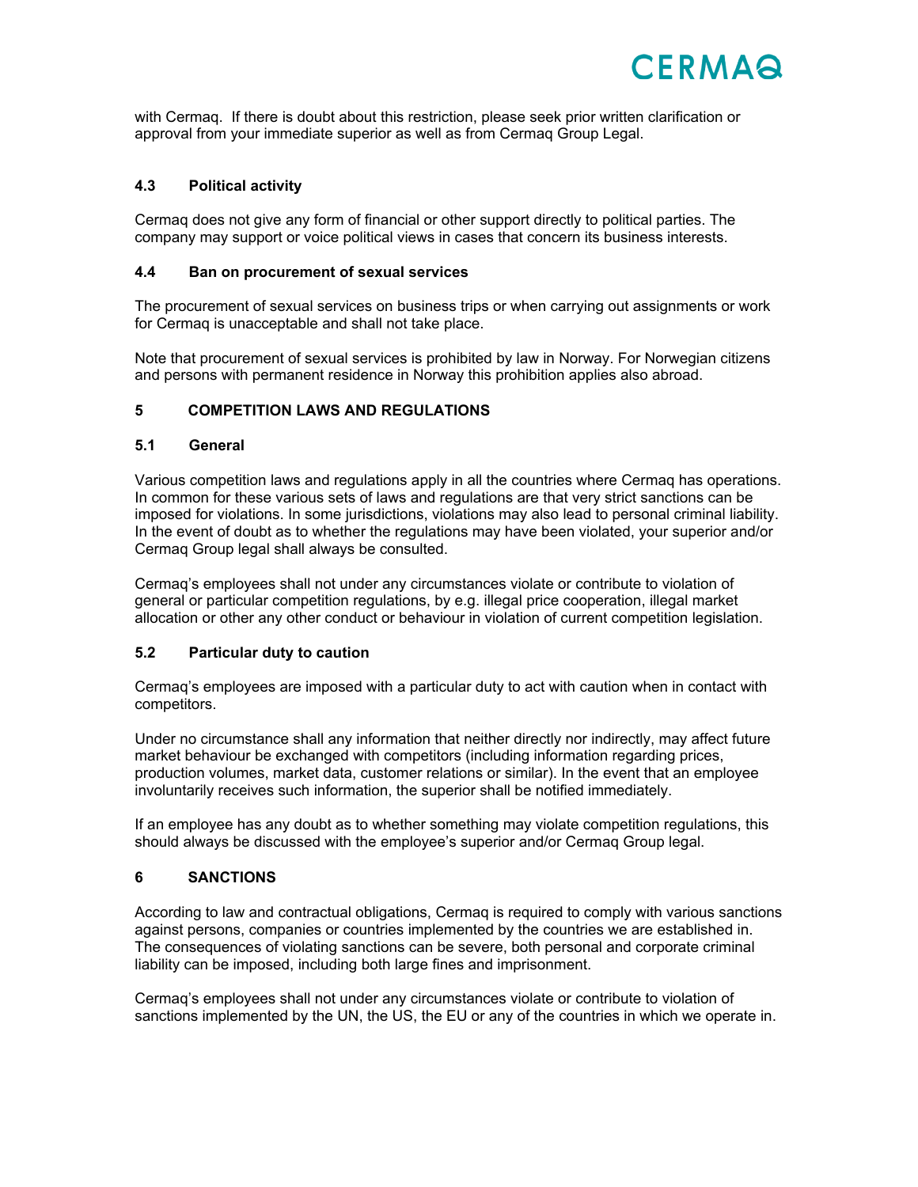with Cermaq. If there is doubt about this restriction, please seek prior written clarification or approval from your immediate superior as well as from Cermaq Group Legal.

### 4.3 Political activity

Cermaq does not give any form of financial or other support directly to political parties. The company may support or voice political views in cases that concern its business interests.

### 4.4 Ban on procurement of sexual services

The procurement of sexual services on business trips or when carrying out assignments or work for Cermaq is unacceptable and shall not take place.

Note that procurement of sexual services is prohibited by law in Norway. For Norwegian citizens and persons with permanent residence in Norway this prohibition applies also abroad.

## 5 COMPETITION LAWS AND REGULATIONS

### 5.1 General

Various competition laws and regulations apply in all the countries where Cermaq has operations. In common for these various sets of laws and regulations are that very strict sanctions can be imposed for violations. In some jurisdictions, violations may also lead to personal criminal liability. In the event of doubt as to whether the regulations may have been violated, your superior and/or Cermaq Group legal shall always be consulted.

Cermaq's employees shall not under any circumstances violate or contribute to violation of general or particular competition regulations, by e.g. illegal price cooperation, illegal market allocation or other any other conduct or behaviour in violation of current competition legislation.

### 5.2 Particular duty to caution

Cermaq's employees are imposed with a particular duty to act with caution when in contact with competitors.

Under no circumstance shall any information that neither directly nor indirectly, may affect future market behaviour be exchanged with competitors (including information regarding prices, production volumes, market data, customer relations or similar). In the event that an employee involuntarily receives such information, the superior shall be notified immediately.

If an employee has any doubt as to whether something may violate competition regulations, this should always be discussed with the employee's superior and/or Cermaq Group legal.

## 6 SANCTIONS

According to law and contractual obligations, Cermaq is required to comply with various sanctions against persons, companies or countries implemented by the countries we are established in. The consequences of violating sanctions can be severe, both personal and corporate criminal liability can be imposed, including both large fines and imprisonment.

Cermaq's employees shall not under any circumstances violate or contribute to violation of sanctions implemented by the UN, the US, the EU or any of the countries in which we operate in.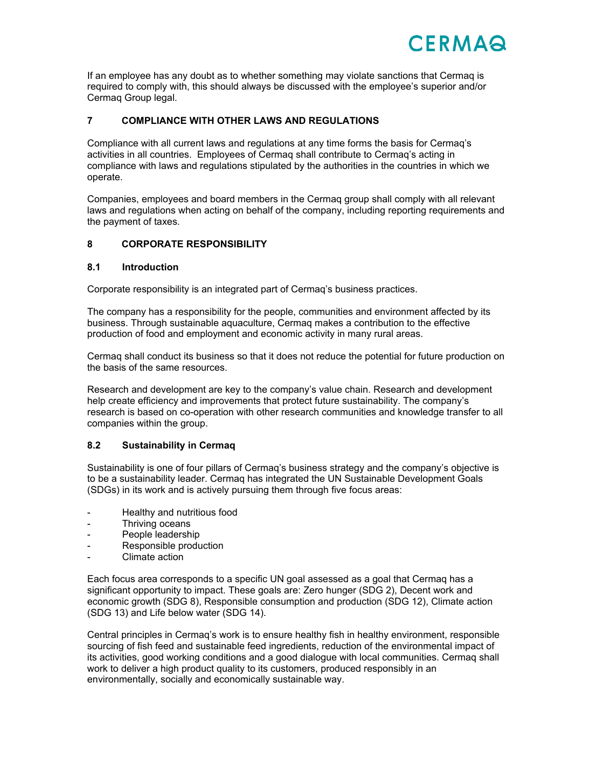If an employee has any doubt as to whether something may violate sanctions that Cermaq is required to comply with, this should always be discussed with the employee's superior and/or Cermaq Group legal.

## 7 COMPLIANCE WITH OTHER LAWS AND REGULATIONS

Compliance with all current laws and regulations at any time forms the basis for Cermaq's activities in all countries. Employees of Cermaq shall contribute to Cermaq's acting in compliance with laws and regulations stipulated by the authorities in the countries in which we operate.

Companies, employees and board members in the Cermaq group shall comply with all relevant laws and regulations when acting on behalf of the company, including reporting requirements and the payment of taxes.

## 8 CORPORATE RESPONSIBILITY

### 8.1 Introduction

Corporate responsibility is an integrated part of Cermaq's business practices.

The company has a responsibility for the people, communities and environment affected by its business. Through sustainable aquaculture, Cermaq makes a contribution to the effective production of food and employment and economic activity in many rural areas.

Cermaq shall conduct its business so that it does not reduce the potential for future production on the basis of the same resources.

Research and development are key to the company's value chain. Research and development help create efficiency and improvements that protect future sustainability. The company's research is based on co-operation with other research communities and knowledge transfer to all companies within the group.

### 8.2 Sustainability in Cermaq

Sustainability is one of four pillars of Cermaq's business strategy and the company's objective is to be a sustainability leader. Cermaq has integrated the UN Sustainable Development Goals (SDGs) in its work and is actively pursuing them through five focus areas:

- Healthy and nutritious food
- Thriving oceans
- People leadership
- Responsible production
- Climate action

Each focus area corresponds to a specific UN goal assessed as a goal that Cermaq has a significant opportunity to impact. These goals are: Zero hunger (SDG 2), Decent work and economic growth (SDG 8), Responsible consumption and production (SDG 12), Climate action (SDG 13) and Life below water (SDG 14).

Central principles in Cermaq's work is to ensure healthy fish in healthy environment, responsible sourcing of fish feed and sustainable feed ingredients, reduction of the environmental impact of its activities, good working conditions and a good dialogue with local communities. Cermaq shall work to deliver a high product quality to its customers, produced responsibly in an environmentally, socially and economically sustainable way.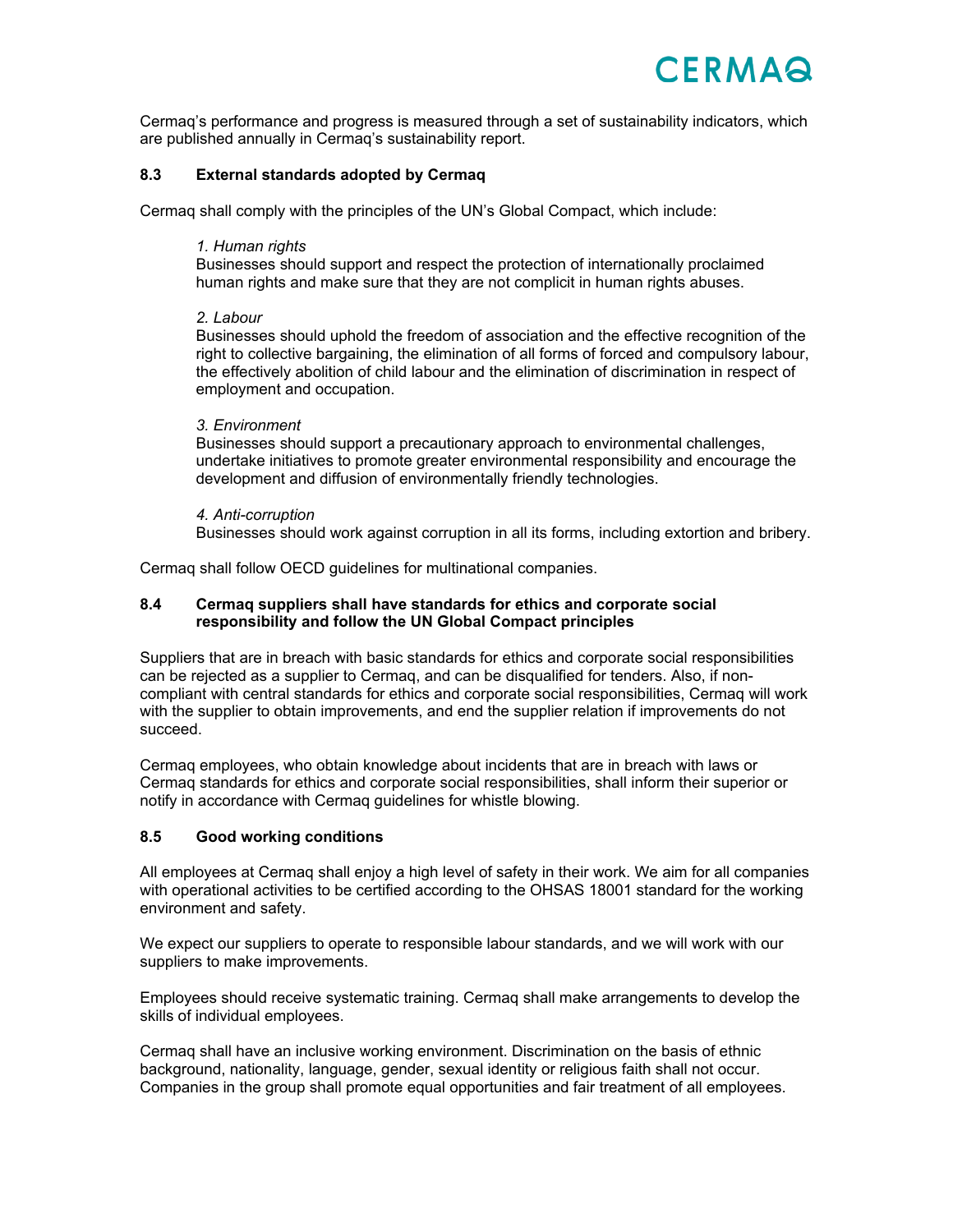Cermaq's performance and progress is measured through a set of sustainability indicators, which are published annually in Cermaq's sustainability report.

### 8.3 External standards adopted by Cermaq

Cermaq shall comply with the principles of the UN's Global Compact, which include:

> *1. Human rights*
> Businesses should support and respect the protection of internationally proclaimed human rights and make sure that they are not complicit in human rights abuses.
>
> *2. Labour*
> Businesses should uphold the freedom of association and the effective recognition of the right to collective bargaining, the elimination of all forms of forced and compulsory labour, the effectively abolition of child labour and the elimination of discrimination in respect of employment and occupation.
>
> *3. Environment*
> Businesses should support a precautionary approach to environmental challenges, undertake initiatives to promote greater environmental responsibility and encourage the development and diffusion of environmentally friendly technologies.
>
> *4. Anti-corruption*
> Businesses should work against corruption in all its forms, including extortion and bribery.

Cermaq shall follow OECD guidelines for multinational companies.

### 8.4 Cermaq suppliers shall have standards for ethics and corporate social responsibility and follow the UN Global Compact principles

Suppliers that are in breach with basic standards for ethics and corporate social responsibilities can be rejected as a supplier to Cermaq, and can be disqualified for tenders. Also, if non-compliant with central standards for ethics and corporate social responsibilities, Cermaq will work with the supplier to obtain improvements, and end the supplier relation if improvements do not succeed.

Cermaq employees, who obtain knowledge about incidents that are in breach with laws or Cermaq standards for ethics and corporate social responsibilities, shall inform their superior or notify in accordance with Cermaq guidelines for whistle blowing.

### 8.5 Good working conditions

All employees at Cermaq shall enjoy a high level of safety in their work. We aim for all companies with operational activities to be certified according to the OHSAS 18001 standard for the working environment and safety.

We expect our suppliers to operate to responsible labour standards, and we will work with our suppliers to make improvements.

Employees should receive systematic training. Cermaq shall make arrangements to develop the skills of individual employees.

Cermaq shall have an inclusive working environment. Discrimination on the basis of ethnic background, nationality, language, gender, sexual identity or religious faith shall not occur. Companies in the group shall promote equal opportunities and fair treatment of all employees.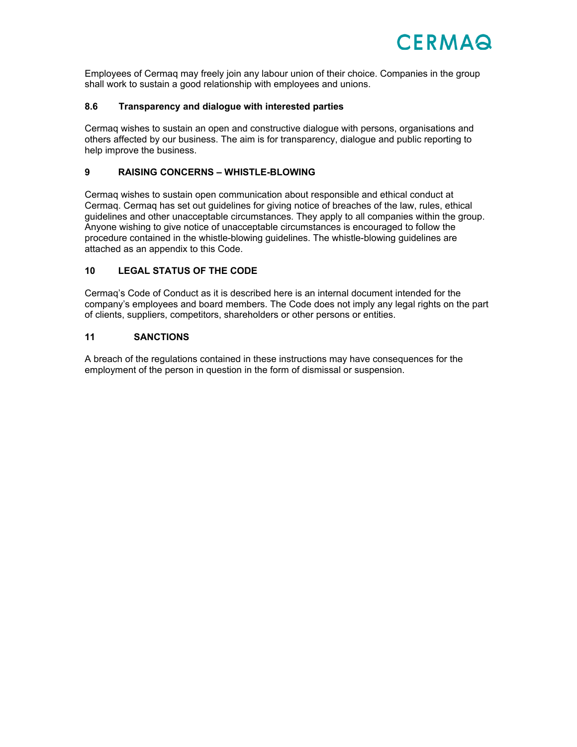Employees of Cermaq may freely join any labour union of their choice. Companies in the group shall work to sustain a good relationship with employees and unions.

### 8.6 Transparency and dialogue with interested parties

Cermaq wishes to sustain an open and constructive dialogue with persons, organisations and others affected by our business. The aim is for transparency, dialogue and public reporting to help improve the business.

## 9 RAISING CONCERNS – WHISTLE-BLOWING

Cermaq wishes to sustain open communication about responsible and ethical conduct at Cermaq. Cermaq has set out guidelines for giving notice of breaches of the law, rules, ethical guidelines and other unacceptable circumstances. They apply to all companies within the group. Anyone wishing to give notice of unacceptable circumstances is encouraged to follow the procedure contained in the whistle-blowing guidelines. The whistle-blowing guidelines are attached as an appendix to this Code.

## 10 LEGAL STATUS OF THE CODE

Cermaq's Code of Conduct as it is described here is an internal document intended for the company's employees and board members. The Code does not imply any legal rights on the part of clients, suppliers, competitors, shareholders or other persons or entities.

## 11 SANCTIONS

A breach of the regulations contained in these instructions may have consequences for the employment of the person in question in the form of dismissal or suspension.